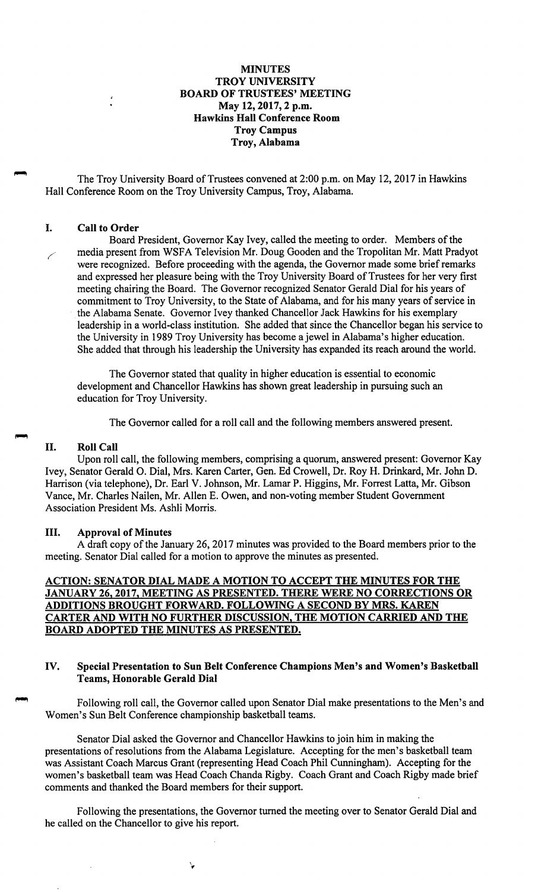# MINUTES
# TROY UNIVERSITY
# BOARD OF TRUSTEES' MEETING
**May 12, 2017, 2 p.m.**
**Hawkins Hall Conference Room**
**Troy Campus**
**Troy, Alabama**

The Troy University Board of Trustees convened at 2:00 p.m. on May 12, 2017 in Hawkins Hall Conference Room on the Troy University Campus, Troy, Alabama.

## I. Call to Order

Board President, Governor Kay Ivey, called the meeting to order. Members of the media present from WSFA Television Mr. Doug Gooden and the Tropolitan Mr. Matt Pradyot were recognized. Before proceeding with the agenda, the Governor made some brief remarks and expressed her pleasure being with the Troy University Board of Trustees for her very first meeting chairing the Board. The Governor recognized Senator Gerald Dial for his years of commitment to Troy University, to the State of Alabama, and for his many years of service in the Alabama Senate. Governor Ivey thanked Chancellor Jack Hawkins for his exemplary leadership in a world-class institution. She added that since the Chancellor began his service to the University in 1989 Troy University has become a jewel in Alabama's higher education. She added that through his leadership the University has expanded its reach around the world.

The Governor stated that quality in higher education is essential to economic development and Chancellor Hawkins has shown great leadership in pursuing such an education for Troy University.

The Governor called for a roll call and the following members answered present.

## II. Roll Call

Upon roll call, the following members, comprising a quorum, answered present: Governor Kay Ivey, Senator Gerald O. Dial, Mrs. Karen Carter, Gen. Ed Crowell, Dr. Roy H. Drinkard, Mr. John D. Harrison (via telephone), Dr. Earl V. Johnson, Mr. Lamar P. Higgins, Mr. Forrest Latta, Mr. Gibson Vance, Mr. Charles Nailen, Mr. Allen E. Owen, and non-voting member Student Government Association President Ms. Ashli Morris.

## III. Approval of Minutes

A draft copy of the January 26, 2017 minutes was provided to the Board members prior to the meeting. Senator Dial called for a motion to approve the minutes as presented.

**ACTION: SENATOR DIAL MADE A MOTION TO ACCEPT THE MINUTES FOR THE JANUARY 26, 2017, MEETING AS PRESENTED. THERE WERE NO CORRECTIONS OR ADDITIONS BROUGHT FORWARD. FOLLOWING A SECOND BY MRS. KAREN CARTER AND WITH NO FURTHER DISCUSSION, THE MOTION CARRIED AND THE BOARD ADOPTED THE MINUTES AS PRESENTED.**

## IV. Special Presentation to Sun Belt Conference Champions Men's and Women's Basketball Teams, Honorable Gerald Dial

Following roll call, the Governor called upon Senator Dial make presentations to the Men's and Women's Sun Belt Conference championship basketball teams.

Senator Dial asked the Governor and Chancellor Hawkins to join him in making the presentations of resolutions from the Alabama Legislature. Accepting for the men's basketball team was Assistant Coach Marcus Grant (representing Head Coach Phil Cunningham). Accepting for the women's basketball team was Head Coach Chanda Rigby. Coach Grant and Coach Rigby made brief comments and thanked the Board members for their support.

Following the presentations, the Governor turned the meeting over to Senator Gerald Dial and he called on the Chancellor to give his report.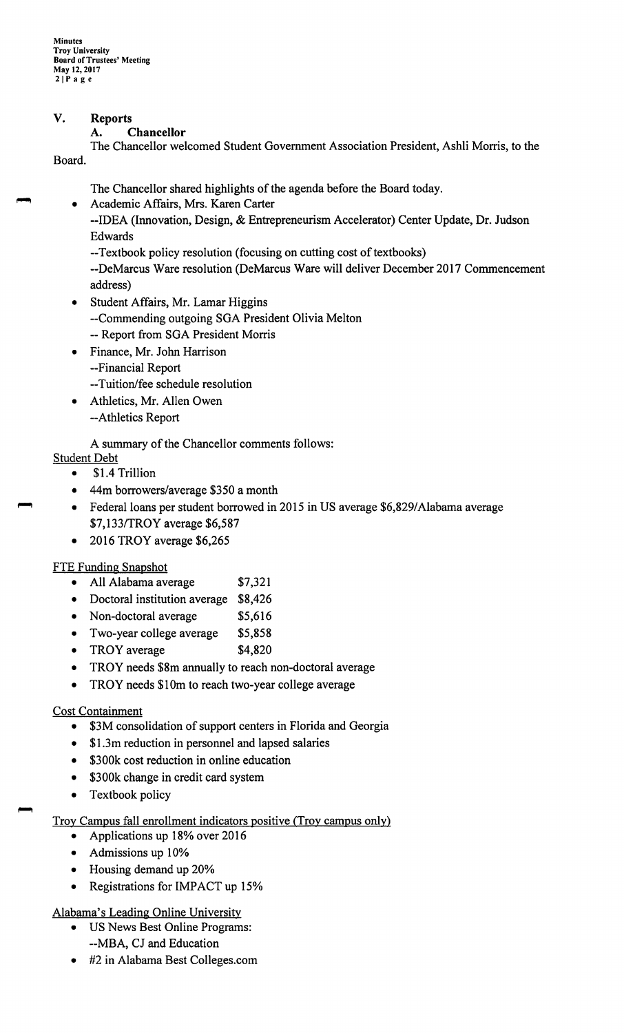## V. Reports

### A. Chancellor

The Chancellor welcomed Student Government Association President, Ashli Morris, to the Board.

The Chancellor shared highlights of the agenda before the Board today.

- Academic Affairs, Mrs. Karen Carter
  --IDEA (Innovation, Design, & Entrepreneurism Accelerator) Center Update, Dr. Judson Edwards
  --Textbook policy resolution (focusing on cutting cost of textbooks)
  --DeMarcus Ware resolution (DeMarcus Ware will deliver December 2017 Commencement address)
- Student Affairs, Mr. Lamar Higgins
  --Commending outgoing SGA President Olivia Melton
  -- Report from SGA President Morris
- Finance, Mr. John Harrison
  --Financial Report
  --Tuition/fee schedule resolution
- Athletics, Mr. Allen Owen
  --Athletics Report

A summary of the Chancellor comments follows:

Student Debt

- $1.4 Trillion
- 44m borrowers/average $350 a month
- Federal loans per student borrowed in 2015 in US average $6,829/Alabama average $7,133/TROY average $6,587
- 2016 TROY average $6,265

FTE Funding Snapshot

- All Alabama average $7,321
- Doctoral institution average $8,426
- Non-doctoral average $5,616
- Two-year college average $5,858
- TROY average $4,820
- TROY needs $8m annually to reach non-doctoral average
- TROY needs $10m to reach two-year college average

Cost Containment

- $3M consolidation of support centers in Florida and Georgia
- $1.3m reduction in personnel and lapsed salaries
- $300k cost reduction in online education
- $300k change in credit card system
- Textbook policy

Troy Campus fall enrollment indicators positive (Troy campus only)

- Applications up 18% over 2016
- Admissions up 10%
- Housing demand up 20%
- Registrations for IMPACT up 15%

Alabama's Leading Online University

- US News Best Online Programs:
  --MBA, CJ and Education
- #2 in Alabama Best Colleges.com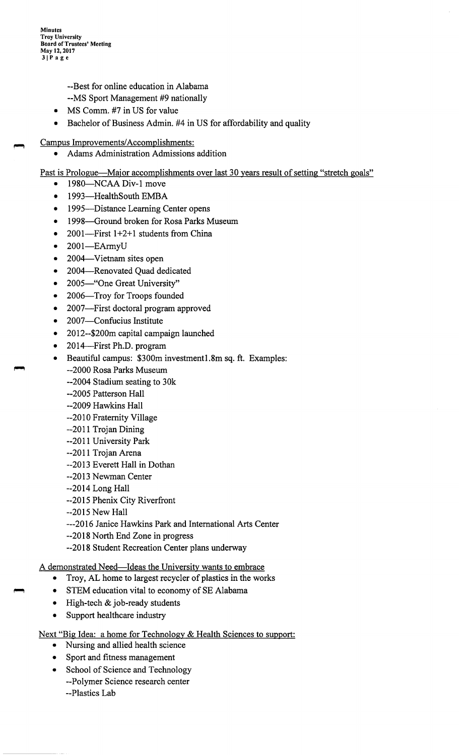--Best for online education in Alabama

--MS Sport Management #9 nationally

- MS Comm. #7 in US for value
- Bachelor of Business Admin. #4 in US for affordability and quality

Campus Improvements/Accomplishments:

- Adams Administration Admissions addition

Past is Prologue—Major accomplishments over last 30 years result of setting "stretch goals"

- 1980—NCAA Div-1 move
- 1993—HealthSouth EMBA
- 1995—Distance Learning Center opens
- 1998—Ground broken for Rosa Parks Museum
- 2001—First 1+2+1 students from China
- 2001—EArmyU
- 2004—Vietnam sites open
- 2004—Renovated Quad dedicated
- 2005—"One Great University"
- 2006—Troy for Troops founded
- 2007—First doctoral program approved
- 2007—Confucius Institute
- 2012--$200m capital campaign launched
- 2014—First Ph.D. program
- Beautiful campus: $300m investment1.8m sq. ft. Examples:
  --2000 Rosa Parks Museum
  --2004 Stadium seating to 30k
  --2005 Patterson Hall
  --2009 Hawkins Hall
  --2010 Fraternity Village
  --2011 Trojan Dining
  --2011 University Park
  --2011 Trojan Arena
  --2013 Everett Hall in Dothan
  --2013 Newman Center
  --2014 Long Hall
  --2015 Phenix City Riverfront
  --2015 New Hall
  ---2016 Janice Hawkins Park and International Arts Center
  --2018 North End Zone in progress
  --2018 Student Recreation Center plans underway

A demonstrated Need—Ideas the University wants to embrace

- Troy, AL home to largest recycler of plastics in the works
- STEM education vital to economy of SE Alabama
- High-tech & job-ready students
- Support healthcare industry

Next "Big Idea: a home for Technology & Health Sciences to support:

- Nursing and allied health science
- Sport and fitness management
- School of Science and Technology
  --Polymer Science research center
  --Plastics Lab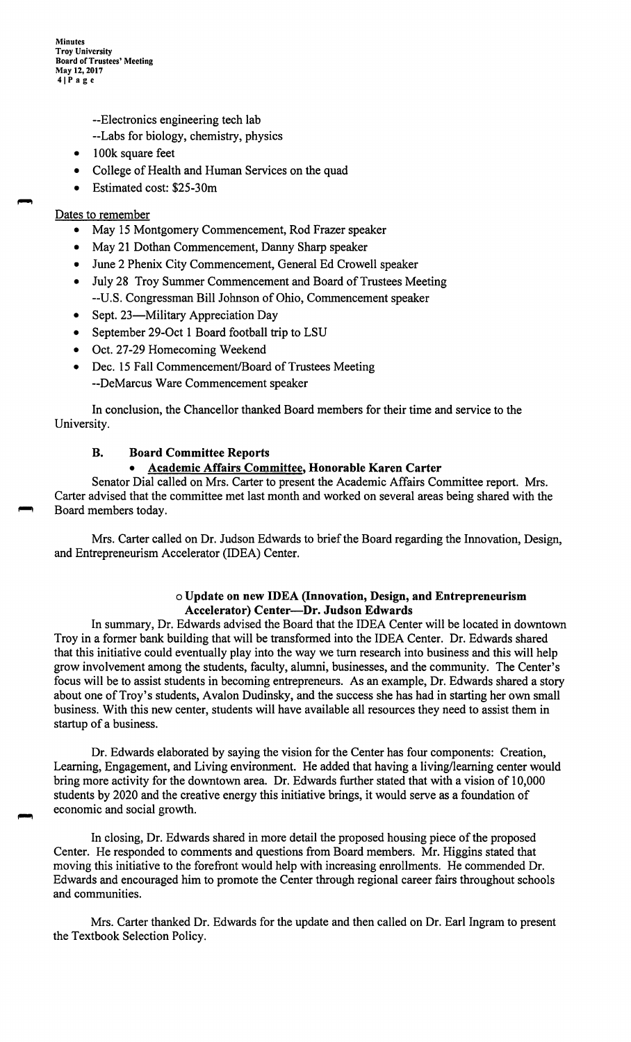--Electronics engineering tech lab

--Labs for biology, chemistry, physics

- 100k square feet
- College of Health and Human Services on the quad
- Estimated cost: $25-30m

Dates to remember

- May 15 Montgomery Commencement, Rod Frazer speaker
- May 21 Dothan Commencement, Danny Sharp speaker
- June 2 Phenix City Commencement, General Ed Crowell speaker
- July 28 Troy Summer Commencement and Board of Trustees Meeting
  --U.S. Congressman Bill Johnson of Ohio, Commencement speaker
- Sept. 23—Military Appreciation Day
- September 29-Oct 1 Board football trip to LSU
- Oct. 27-29 Homecoming Weekend
- Dec. 15 Fall Commencement/Board of Trustees Meeting
  --DeMarcus Ware Commencement speaker

In conclusion, the Chancellor thanked Board members for their time and service to the University.

### B. Board Committee Reports

- **Academic Affairs Committee, Honorable Karen Carter**

Senator Dial called on Mrs. Carter to present the Academic Affairs Committee report. Mrs. Carter advised that the committee met last month and worked on several areas being shared with the Board members today.

Mrs. Carter called on Dr. Judson Edwards to brief the Board regarding the Innovation, Design, and Entrepreneurism Accelerator (IDEA) Center.

**o Update on new IDEA (Innovation, Design, and Entrepreneurism Accelerator) Center—Dr. Judson Edwards**

In summary, Dr. Edwards advised the Board that the IDEA Center will be located in downtown Troy in a former bank building that will be transformed into the IDEA Center. Dr. Edwards shared that this initiative could eventually play into the way we turn research into business and this will help grow involvement among the students, faculty, alumni, businesses, and the community. The Center's focus will be to assist students in becoming entrepreneurs. As an example, Dr. Edwards shared a story about one of Troy's students, Avalon Dudinsky, and the success she has had in starting her own small business. With this new center, students will have available all resources they need to assist them in startup of a business.

Dr. Edwards elaborated by saying the vision for the Center has four components: Creation, Learning, Engagement, and Living environment. He added that having a living/learning center would bring more activity for the downtown area. Dr. Edwards further stated that with a vision of 10,000 students by 2020 and the creative energy this initiative brings, it would serve as a foundation of economic and social growth.

In closing, Dr. Edwards shared in more detail the proposed housing piece of the proposed Center. He responded to comments and questions from Board members. Mr. Higgins stated that moving this initiative to the forefront would help with increasing enrollments. He commended Dr. Edwards and encouraged him to promote the Center through regional career fairs throughout schools and communities.

Mrs. Carter thanked Dr. Edwards for the update and then called on Dr. Earl Ingram to present the Textbook Selection Policy.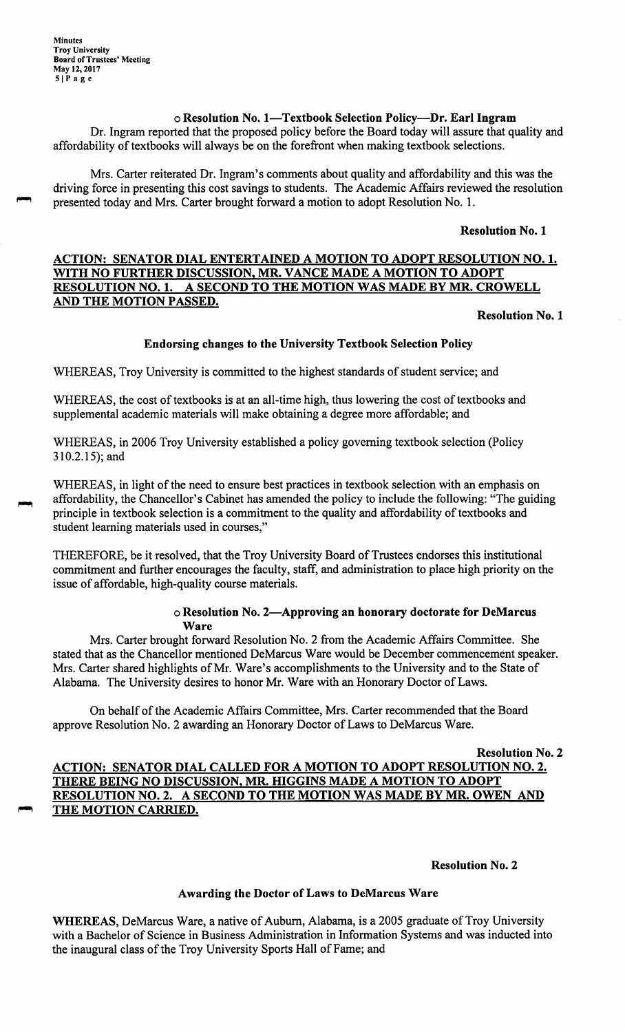- **Resolution No. 1—Textbook Selection Policy—Dr. Earl Ingram**

Dr. Ingram reported that the proposed policy before the Board today will assure that quality and affordability of textbooks will always be on the forefront when making textbook selections.

Mrs. Carter reiterated Dr. Ingram's comments about quality and affordability and this was the driving force in presenting this cost savings to students. The Academic Affairs reviewed the resolution presented today and Mrs. Carter brought forward a motion to adopt Resolution No. 1.

**Resolution No. 1**

**ACTION: SENATOR DIAL ENTERTAINED A MOTION TO ADOPT RESOLUTION NO. 1. WITH NO FURTHER DISCUSSION, MR. VANCE MADE A MOTION TO ADOPT RESOLUTION NO. 1. A SECOND TO THE MOTION WAS MADE BY MR. CROWELL AND THE MOTION PASSED.**

**Resolution No. 1**

**Endorsing changes to the University Textbook Selection Policy**

WHEREAS, Troy University is committed to the highest standards of student service; and

WHEREAS, the cost of textbooks is at an all-time high, thus lowering the cost of textbooks and supplemental academic materials will make obtaining a degree more affordable; and

WHEREAS, in 2006 Troy University established a policy governing textbook selection (Policy 310.2.15); and

WHEREAS, in light of the need to ensure best practices in textbook selection with an emphasis on affordability, the Chancellor's Cabinet has amended the policy to include the following: "The guiding principle in textbook selection is a commitment to the quality and affordability of textbooks and student learning materials used in courses,"

THEREFORE, be it resolved, that the Troy University Board of Trustees endorses this institutional commitment and further encourages the faculty, staff, and administration to place high priority on the issue of affordable, high-quality course materials.

- **Resolution No. 2—Approving an honorary doctorate for DeMarcus Ware**

Mrs. Carter brought forward Resolution No. 2 from the Academic Affairs Committee. She stated that as the Chancellor mentioned DeMarcus Ware would be December commencement speaker. Mrs. Carter shared highlights of Mr. Ware's accomplishments to the University and to the State of Alabama. The University desires to honor Mr. Ware with an Honorary Doctor of Laws.

On behalf of the Academic Affairs Committee, Mrs. Carter recommended that the Board approve Resolution No. 2 awarding an Honorary Doctor of Laws to DeMarcus Ware.

**Resolution No. 2**

**ACTION: SENATOR DIAL CALLED FOR A MOTION TO ADOPT RESOLUTION NO. 2. THERE BEING NO DISCUSSION, MR. HIGGINS MADE A MOTION TO ADOPT RESOLUTION NO. 2. A SECOND TO THE MOTION WAS MADE BY MR. OWEN AND THE MOTION CARRIED.**

**Resolution No. 2**

**Awarding the Doctor of Laws to DeMarcus Ware**

**WHEREAS**, DeMarcus Ware, a native of Auburn, Alabama, is a 2005 graduate of Troy University with a Bachelor of Science in Business Administration in Information Systems and was inducted into the inaugural class of the Troy University Sports Hall of Fame; and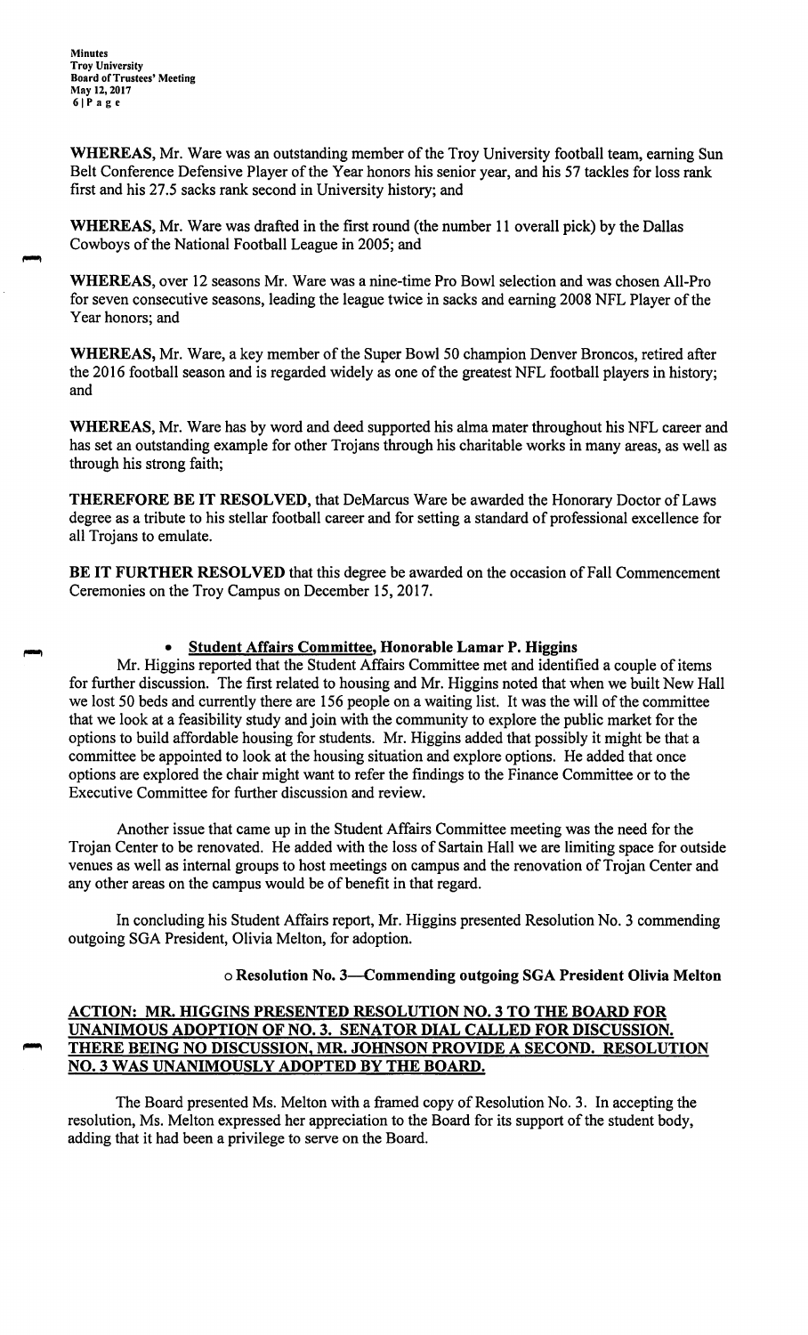**WHEREAS,** Mr. Ware was an outstanding member of the Troy University football team, earning Sun Belt Conference Defensive Player of the Year honors his senior year, and his 57 tackles for loss rank first and his 27.5 sacks rank second in University history; and

**WHEREAS,** Mr. Ware was drafted in the first round (the number 11 overall pick) by the Dallas Cowboys of the National Football League in 2005; and

**WHEREAS,** over 12 seasons Mr. Ware was a nine-time Pro Bowl selection and was chosen All-Pro for seven consecutive seasons, leading the league twice in sacks and earning 2008 NFL Player of the Year honors; and

**WHEREAS,** Mr. Ware, a key member of the Super Bowl 50 champion Denver Broncos, retired after the 2016 football season and is regarded widely as one of the greatest NFL football players in history; and

**WHEREAS,** Mr. Ware has by word and deed supported his alma mater throughout his NFL career and has set an outstanding example for other Trojans through his charitable works in many areas, as well as through his strong faith;

**THEREFORE BE IT RESOLVED,** that DeMarcus Ware be awarded the Honorary Doctor of Laws degree as a tribute to his stellar football career and for setting a standard of professional excellence for all Trojans to emulate.

**BE IT FURTHER RESOLVED** that this degree be awarded on the occasion of Fall Commencement Ceremonies on the Troy Campus on December 15, 2017.

- **Student Affairs Committee, Honorable Lamar P. Higgins**

Mr. Higgins reported that the Student Affairs Committee met and identified a couple of items for further discussion. The first related to housing and Mr. Higgins noted that when we built New Hall we lost 50 beds and currently there are 156 people on a waiting list. It was the will of the committee that we look at a feasibility study and join with the community to explore the public market for the options to build affordable housing for students. Mr. Higgins added that possibly it might be that a committee be appointed to look at the housing situation and explore options. He added that once options are explored the chair might want to refer the findings to the Finance Committee or to the Executive Committee for further discussion and review.

Another issue that came up in the Student Affairs Committee meeting was the need for the Trojan Center to be renovated. He added with the loss of Sartain Hall we are limiting space for outside venues as well as internal groups to host meetings on campus and the renovation of Trojan Center and any other areas on the campus would be of benefit in that regard.

In concluding his Student Affairs report, Mr. Higgins presented Resolution No. 3 commending outgoing SGA President, Olivia Melton, for adoption.

- **Resolution No. 3—Commending outgoing SGA President Olivia Melton**

**ACTION: MR. HIGGINS PRESENTED RESOLUTION NO. 3 TO THE BOARD FOR UNANIMOUS ADOPTION OF NO. 3. SENATOR DIAL CALLED FOR DISCUSSION. THERE BEING NO DISCUSSION, MR. JOHNSON PROVIDE A SECOND. RESOLUTION NO. 3 WAS UNANIMOUSLY ADOPTED BY THE BOARD.**

The Board presented Ms. Melton with a framed copy of Resolution No. 3. In accepting the resolution, Ms. Melton expressed her appreciation to the Board for its support of the student body, adding that it had been a privilege to serve on the Board.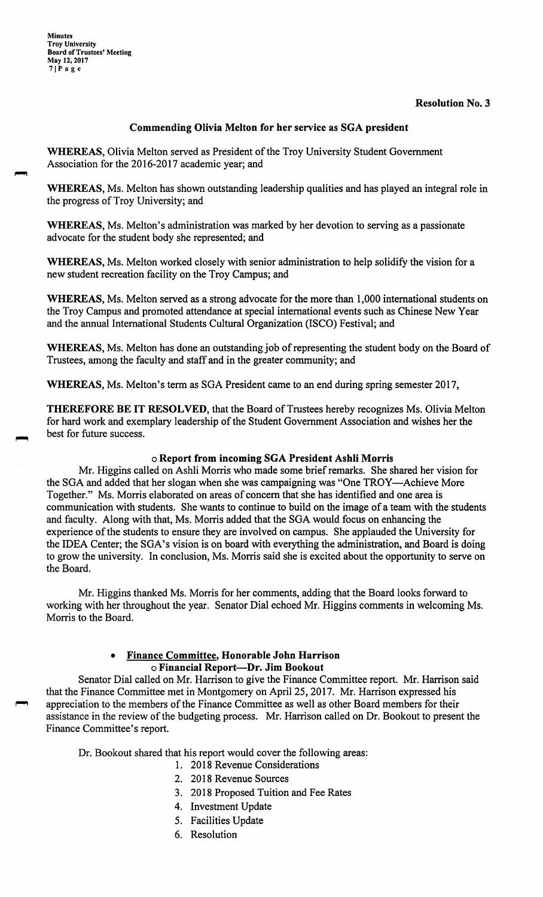**Resolution No. 3**

**Commending Olivia Melton for her service as SGA president**

**WHEREAS,** Olivia Melton served as President of the Troy University Student Government Association for the 2016-2017 academic year; and

**WHEREAS,** Ms. Melton has shown outstanding leadership qualities and has played an integral role in the progress of Troy University; and

**WHEREAS,** Ms. Melton's administration was marked by her devotion to serving as a passionate advocate for the student body she represented; and

**WHEREAS,** Ms. Melton worked closely with senior administration to help solidify the vision for a new student recreation facility on the Troy Campus; and

**WHEREAS,** Ms. Melton served as a strong advocate for the more than 1,000 international students on the Troy Campus and promoted attendance at special international events such as Chinese New Year and the annual International Students Cultural Organization (ISCO) Festival; and

**WHEREAS,** Ms. Melton has done an outstanding job of representing the student body on the Board of Trustees, among the faculty and staff and in the greater community; and

**WHEREAS,** Ms. Melton's term as SGA President came to an end during spring semester 2017,

**THEREFORE BE IT RESOLVED,** that the Board of Trustees hereby recognizes Ms. Olivia Melton for hard work and exemplary leadership of the Student Government Association and wishes her the best for future success.

- **Report from incoming SGA President Ashli Morris**

Mr. Higgins called on Ashli Morris who made some brief remarks. She shared her vision for the SGA and added that her slogan when she was campaigning was "One TROY—Achieve More Together." Ms. Morris elaborated on areas of concern that she has identified and one area is communication with students. She wants to continue to build on the image of a team with the students and faculty. Along with that, Ms. Morris added that the SGA would focus on enhancing the experience of the students to ensure they are involved on campus. She applauded the University for the IDEA Center; the SGA's vision is on board with everything the administration, and Board is doing to grow the university. In conclusion, Ms. Morris said she is excited about the opportunity to serve on the Board.

Mr. Higgins thanked Ms. Morris for her comments, adding that the Board looks forward to working with her throughout the year. Senator Dial echoed Mr. Higgins comments in welcoming Ms. Morris to the Board.

- **Finance Committee, Honorable John Harrison**
  - **Financial Report—Dr. Jim Bookout**

Senator Dial called on Mr. Harrison to give the Finance Committee report. Mr. Harrison said that the Finance Committee met in Montgomery on April 25, 2017. Mr. Harrison expressed his appreciation to the members of the Finance Committee as well as other Board members for their assistance in the review of the budgeting process. Mr. Harrison called on Dr. Bookout to present the Finance Committee's report.

Dr. Bookout shared that his report would cover the following areas:

1. 2018 Revenue Considerations
2. 2018 Revenue Sources
3. 2018 Proposed Tuition and Fee Rates
4. Investment Update
5. Facilities Update
6. Resolution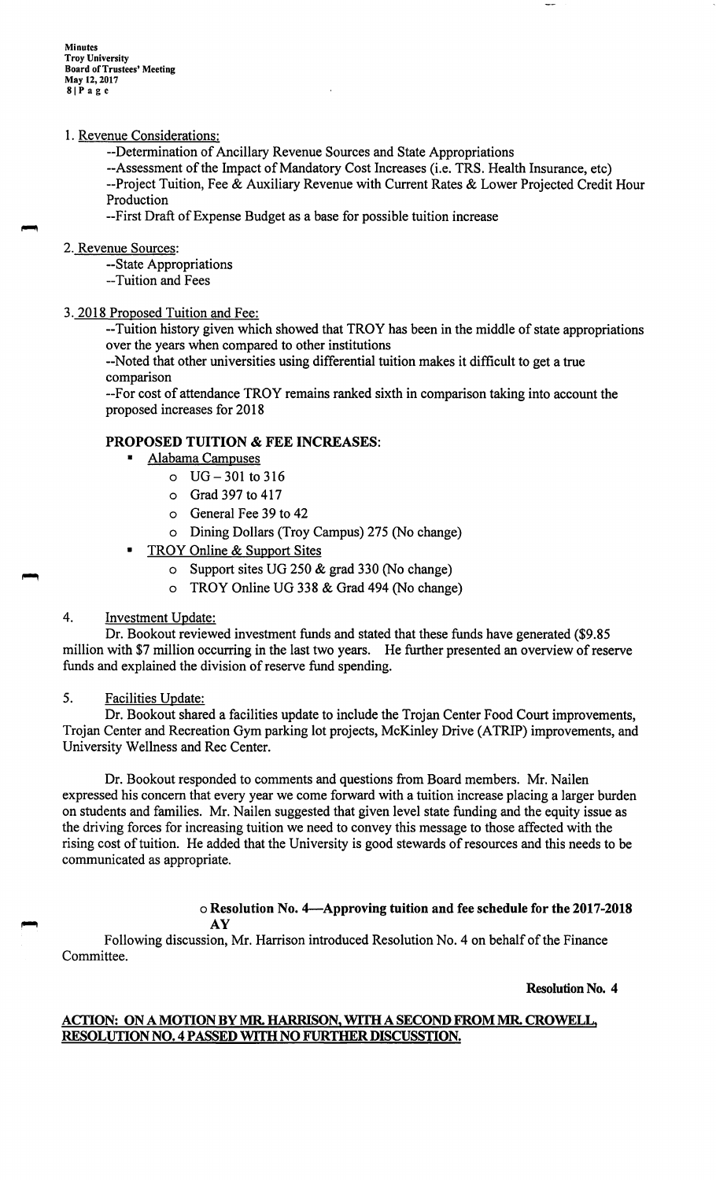1. Revenue Considerations:

--Determination of Ancillary Revenue Sources and State Appropriations

--Assessment of the Impact of Mandatory Cost Increases (i.e. TRS. Health Insurance, etc)

--Project Tuition, Fee & Auxiliary Revenue with Current Rates & Lower Projected Credit Hour Production

--First Draft of Expense Budget as a base for possible tuition increase

2. Revenue Sources:

--State Appropriations

--Tuition and Fees

3. 2018 Proposed Tuition and Fee:

--Tuition history given which showed that TROY has been in the middle of state appropriations over the years when compared to other institutions

--Noted that other universities using differential tuition makes it difficult to get a true comparison

--For cost of attendance TROY remains ranked sixth in comparison taking into account the proposed increases for 2018

**PROPOSED TUITION & FEE INCREASES:**

- Alabama Campuses
  - UG – 301 to 316
  - Grad 397 to 417
  - General Fee 39 to 42
  - Dining Dollars (Troy Campus) 275 (No change)
- TROY Online & Support Sites
  - Support sites UG 250 & grad 330 (No change)
  - TROY Online UG 338 & Grad 494 (No change)

4. Investment Update:

Dr. Bookout reviewed investment funds and stated that these funds have generated ($9.85 million with $7 million occurring in the last two years. He further presented an overview of reserve funds and explained the division of reserve fund spending.

5. Facilities Update:

Dr. Bookout shared a facilities update to include the Trojan Center Food Court improvements, Trojan Center and Recreation Gym parking lot projects, McKinley Drive (ATRIP) improvements, and University Wellness and Rec Center.

Dr. Bookout responded to comments and questions from Board members. Mr. Nailen expressed his concern that every year we come forward with a tuition increase placing a larger burden on students and families. Mr. Nailen suggested that given level state funding and the equity issue as the driving forces for increasing tuition we need to convey this message to those affected with the rising cost of tuition. He added that the University is good stewards of resources and this needs to be communicated as appropriate.

o **Resolution No. 4—Approving tuition and fee schedule for the 2017-2018 AY**

Following discussion, Mr. Harrison introduced Resolution No. 4 on behalf of the Finance Committee.

**Resolution No. 4**

**ACTION: ON A MOTION BY MR. HARRISON, WITH A SECOND FROM MR. CROWELL, RESOLUTION NO. 4 PASSED WITH NO FURTHER DISCUSSTION.**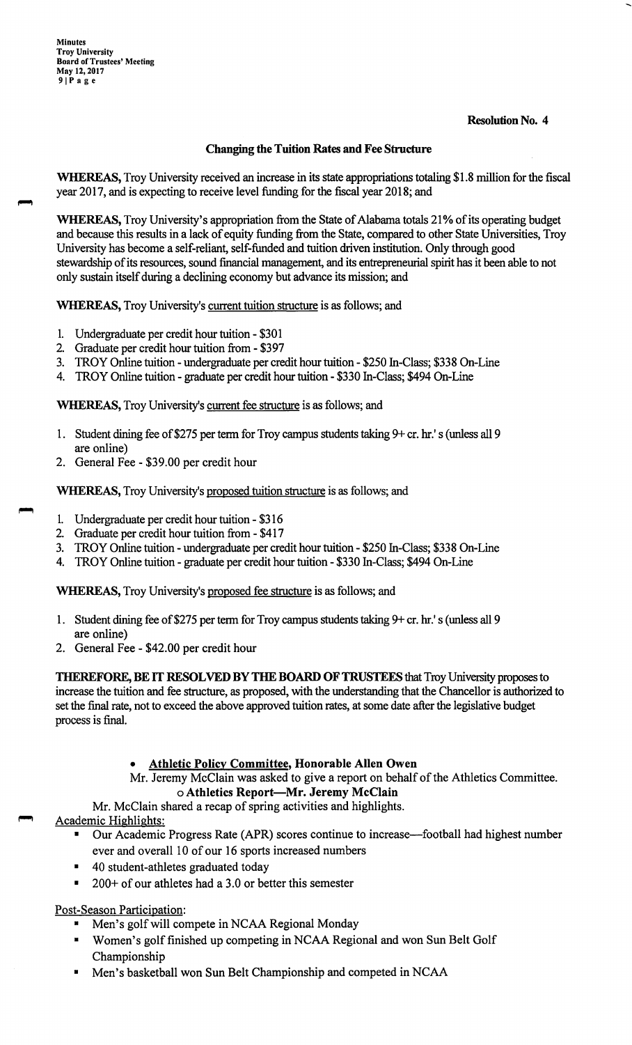**Resolution No. 4**

**Changing the Tuition Rates and Fee Structure**

**WHEREAS,** Troy University received an increase in its state appropriations totaling $1.8 million for the fiscal year 2017, and is expecting to receive level funding for the fiscal year 2018; and

**WHEREAS,** Troy University's appropriation from the State of Alabama totals 21% of its operating budget and because this results in a lack of equity funding from the State, compared to other State Universities, Troy University has become a self-reliant, self-funded and tuition driven institution. Only through good stewardship of its resources, sound financial management, and its entrepreneurial spirit has it been able to not only sustain itself during a declining economy but advance its mission; and

**WHEREAS,** Troy University's current tuition structure is as follows; and

1. Undergraduate per credit hour tuition - $301
2. Graduate per credit hour tuition from - $397
3. TROY Online tuition - undergraduate per credit hour tuition - $250 In-Class; $338 On-Line
4. TROY Online tuition - graduate per credit hour tuition - $330 In-Class; $494 On-Line

**WHEREAS,** Troy University's current fee structure is as follows; and

1. Student dining fee of $275 per term for Troy campus students taking 9+ cr. hr.' s (unless all 9 are online)
2. General Fee - $39.00 per credit hour

**WHEREAS,** Troy University's proposed tuition structure is as follows; and

1. Undergraduate per credit hour tuition - $316
2. Graduate per credit hour tuition from - $417
3. TROY Online tuition - undergraduate per credit hour tuition - $250 In-Class; $338 On-Line
4. TROY Online tuition - graduate per credit hour tuition - $330 In-Class; $494 On-Line

**WHEREAS,** Troy University's proposed fee structure is as follows; and

1. Student dining fee of $275 per term for Troy campus students taking 9+ cr. hr.' s (unless all 9 are online)
2. General Fee - $42.00 per credit hour

**THEREFORE, BE IT RESOLVED BY THE BOARD OF TRUSTEES** that Troy University proposes to increase the tuition and fee structure, as proposed, with the understanding that the Chancellor is authorized to set the final rate, not to exceed the above approved tuition rates, at some date after the legislative budget process is final.

- **Athletic Policy Committee, Honorable Allen Owen**

  Mr. Jeremy McClain was asked to give a report on behalf of the Athletics Committee.

  - **Athletics Report—Mr. Jeremy McClain**

  Mr. McClain shared a recap of spring activities and highlights.

Academic Highlights:

- Our Academic Progress Rate (APR) scores continue to increase—football had highest number ever and overall 10 of our 16 sports increased numbers
- 40 student-athletes graduated today
- 200+ of our athletes had a 3.0 or better this semester

Post-Season Participation:

- Men's golf will compete in NCAA Regional Monday
- Women's golf finished up competing in NCAA Regional and won Sun Belt Golf Championship
- Men's basketball won Sun Belt Championship and competed in NCAA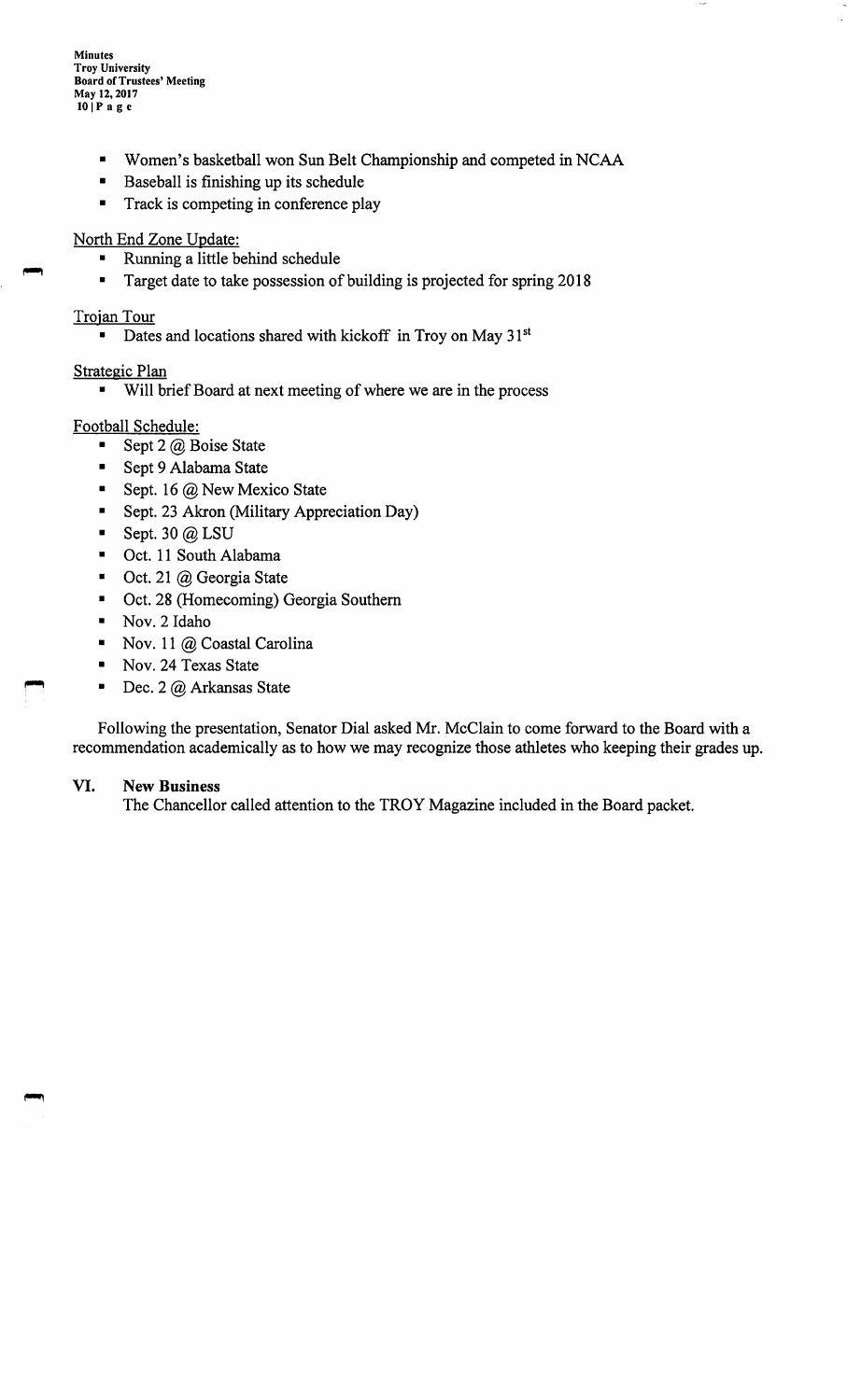- Women's basketball won Sun Belt Championship and competed in NCAA
- Baseball is finishing up its schedule
- Track is competing in conference play

North End Zone Update:

- Running a little behind schedule
- Target date to take possession of building is projected for spring 2018

Trojan Tour

- Dates and locations shared with kickoff in Troy on May 31st

Strategic Plan

- Will brief Board at next meeting of where we are in the process

Football Schedule:

- Sept 2 @ Boise State
- Sept 9 Alabama State
- Sept. 16 @ New Mexico State
- Sept. 23 Akron (Military Appreciation Day)
- Sept. 30 @ LSU
- Oct. 11 South Alabama
- Oct. 21 @ Georgia State
- Oct. 28 (Homecoming) Georgia Southern
- Nov. 2 Idaho
- Nov. 11 @ Coastal Carolina
- Nov. 24 Texas State
- Dec. 2 @ Arkansas State

Following the presentation, Senator Dial asked Mr. McClain to come forward to the Board with a recommendation academically as to how we may recognize those athletes who keeping their grades up.

## VI. New Business

The Chancellor called attention to the TROY Magazine included in the Board packet.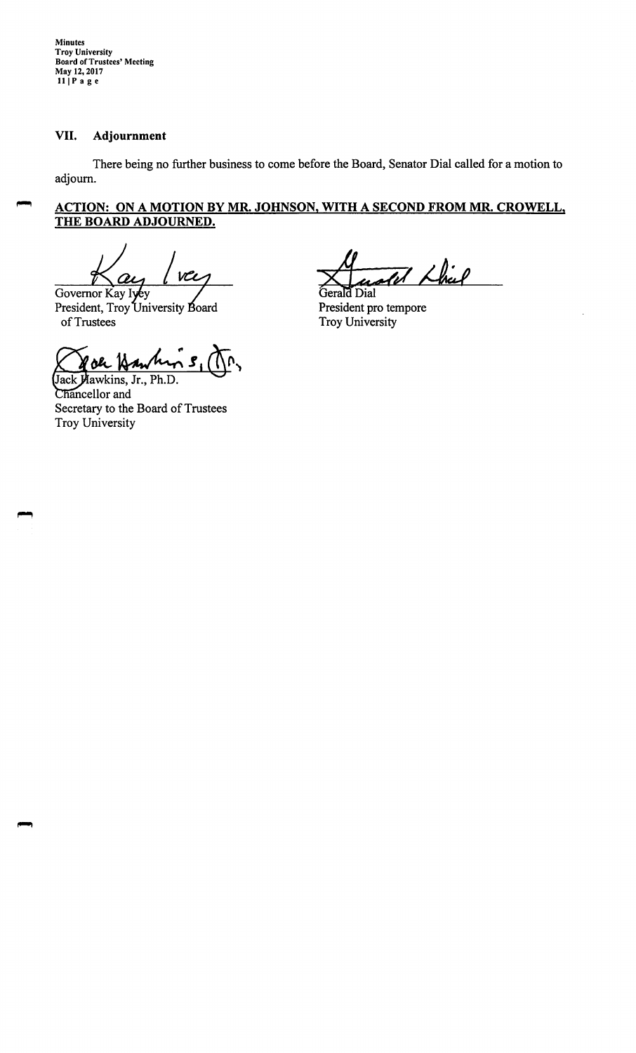## VII. Adjournment

There being no further business to come before the Board, Senator Dial called for a motion to adjourn.

**ACTION: ON A MOTION BY MR. JOHNSON, WITH A SECOND FROM MR. CROWELL, THE BOARD ADJOURNED.**

Governor Kay Ivey
President, Troy University Board of Trustees

Gerald Dial
President pro tempore
Troy University

Jack Hawkins, Jr., Ph.D.
Chancellor and
Secretary to the Board of Trustees
Troy University